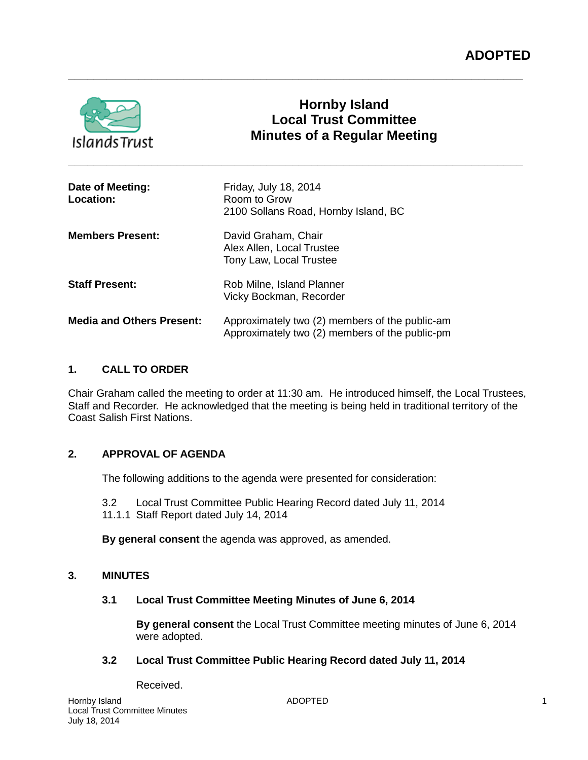**ADOPTED**

# Hornby Island Local Trust Committee Minutes of a Regular Meeting

| | |
|---|---|
| **Date of Meeting:** | Friday, July 18, 2014 |
| **Location:** | Room to Grow<br>2100 Sollans Road, Hornby Island, BC |
| **Members Present:** | David Graham, Chair<br>Alex Allen, Local Trustee<br>Tony Law, Local Trustee |
| **Staff Present:** | Rob Milne, Island Planner<br>Vicky Bockman, Recorder |
| **Media and Others Present:** | Approximately two (2) members of the public-am<br>Approximately two (2) members of the public-pm |

## 1. CALL TO ORDER

Chair Graham called the meeting to order at 11:30 am. He introduced himself, the Local Trustees, Staff and Recorder. He acknowledged that the meeting is being held in traditional territory of the Coast Salish First Nations.

## 2. APPROVAL OF AGENDA

The following additions to the agenda were presented for consideration:

3.2 Local Trust Committee Public Hearing Record dated July 11, 2014
11.1.1 Staff Report dated July 14, 2014

**By general consent** the agenda was approved, as amended.

## 3. MINUTES

### 3.1 Local Trust Committee Meeting Minutes of June 6, 2014

**By general consent** the Local Trust Committee meeting minutes of June 6, 2014 were adopted.

### 3.2 Local Trust Committee Public Hearing Record dated July 11, 2014

Received.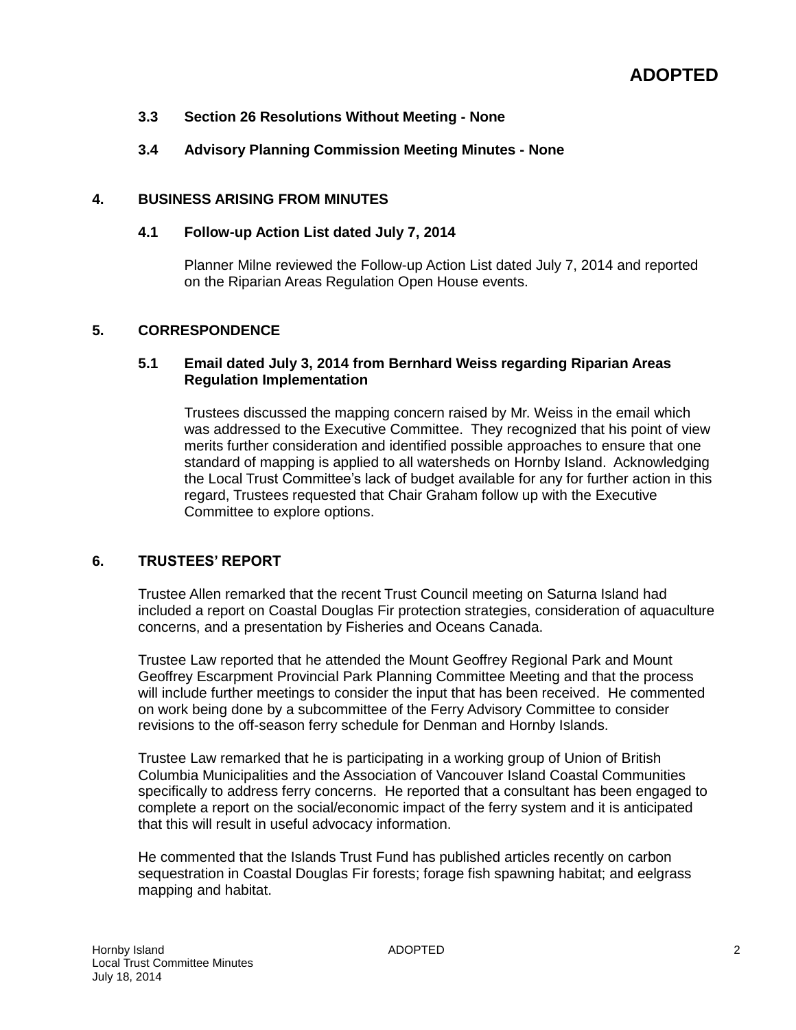**ADOPTED**

### 3.3 Section 26 Resolutions Without Meeting - None

### 3.4 Advisory Planning Commission Meeting Minutes - None

## 4. BUSINESS ARISING FROM MINUTES

### 4.1 Follow-up Action List dated July 7, 2014

Planner Milne reviewed the Follow-up Action List dated July 7, 2014 and reported on the Riparian Areas Regulation Open House events.

## 5. CORRESPONDENCE

### 5.1 Email dated July 3, 2014 from Bernhard Weiss regarding Riparian Areas Regulation Implementation

Trustees discussed the mapping concern raised by Mr. Weiss in the email which was addressed to the Executive Committee. They recognized that his point of view merits further consideration and identified possible approaches to ensure that one standard of mapping is applied to all watersheds on Hornby Island. Acknowledging the Local Trust Committee's lack of budget available for any for further action in this regard, Trustees requested that Chair Graham follow up with the Executive Committee to explore options.

## 6. TRUSTEES' REPORT

Trustee Allen remarked that the recent Trust Council meeting on Saturna Island had included a report on Coastal Douglas Fir protection strategies, consideration of aquaculture concerns, and a presentation by Fisheries and Oceans Canada.

Trustee Law reported that he attended the Mount Geoffrey Regional Park and Mount Geoffrey Escarpment Provincial Park Planning Committee Meeting and that the process will include further meetings to consider the input that has been received. He commented on work being done by a subcommittee of the Ferry Advisory Committee to consider revisions to the off-season ferry schedule for Denman and Hornby Islands.

Trustee Law remarked that he is participating in a working group of Union of British Columbia Municipalities and the Association of Vancouver Island Coastal Communities specifically to address ferry concerns. He reported that a consultant has been engaged to complete a report on the social/economic impact of the ferry system and it is anticipated that this will result in useful advocacy information.

He commented that the Islands Trust Fund has published articles recently on carbon sequestration in Coastal Douglas Fir forests; forage fish spawning habitat; and eelgrass mapping and habitat.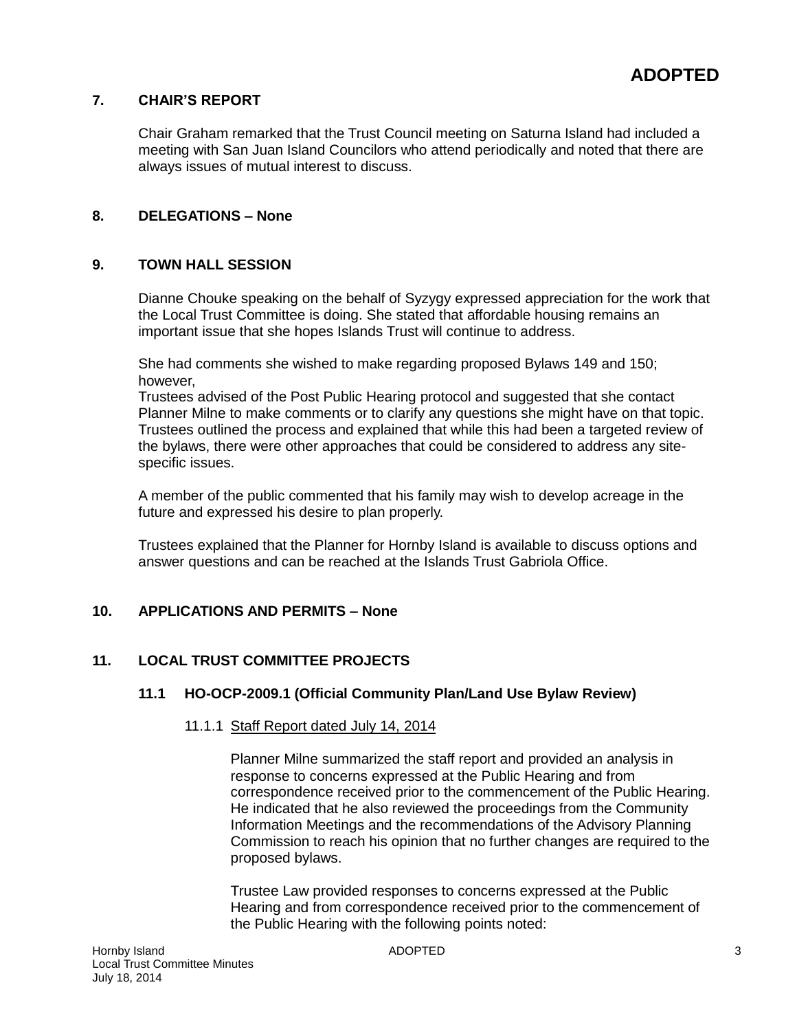**ADOPTED**

## 7. CHAIR'S REPORT

Chair Graham remarked that the Trust Council meeting on Saturna Island had included a meeting with San Juan Island Councilors who attend periodically and noted that there are always issues of mutual interest to discuss.

## 8. DELEGATIONS – None

## 9. TOWN HALL SESSION

Dianne Chouke speaking on the behalf of Syzygy expressed appreciation for the work that the Local Trust Committee is doing. She stated that affordable housing remains an important issue that she hopes Islands Trust will continue to address.

She had comments she wished to make regarding proposed Bylaws 149 and 150; however,
Trustees advised of the Post Public Hearing protocol and suggested that she contact Planner Milne to make comments or to clarify any questions she might have on that topic. Trustees outlined the process and explained that while this had been a targeted review of the bylaws, there were other approaches that could be considered to address any site-specific issues.

A member of the public commented that his family may wish to develop acreage in the future and expressed his desire to plan properly.

Trustees explained that the Planner for Hornby Island is available to discuss options and answer questions and can be reached at the Islands Trust Gabriola Office.

## 10. APPLICATIONS AND PERMITS – None

## 11. LOCAL TRUST COMMITTEE PROJECTS

### 11.1 HO-OCP-2009.1 (Official Community Plan/Land Use Bylaw Review)

11.1.1 Staff Report dated July 14, 2014

Planner Milne summarized the staff report and provided an analysis in response to concerns expressed at the Public Hearing and from correspondence received prior to the commencement of the Public Hearing. He indicated that he also reviewed the proceedings from the Community Information Meetings and the recommendations of the Advisory Planning Commission to reach his opinion that no further changes are required to the proposed bylaws.

Trustee Law provided responses to concerns expressed at the Public Hearing and from correspondence received prior to the commencement of the Public Hearing with the following points noted: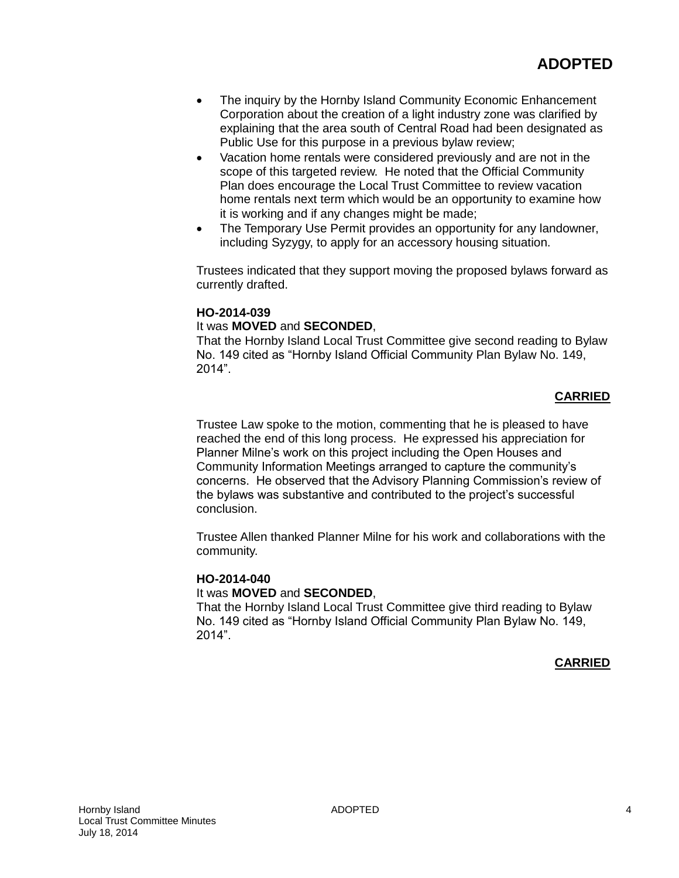- The inquiry by the Hornby Island Community Economic Enhancement Corporation about the creation of a light industry zone was clarified by explaining that the area south of Central Road had been designated as Public Use for this purpose in a previous bylaw review;
- Vacation home rentals were considered previously and are not in the scope of this targeted review. He noted that the Official Community Plan does encourage the Local Trust Committee to review vacation home rentals next term which would be an opportunity to examine how it is working and if any changes might be made;
- The Temporary Use Permit provides an opportunity for any landowner, including Syzygy, to apply for an accessory housing situation.

Trustees indicated that they support moving the proposed bylaws forward as currently drafted.

**HO-2014-039**
It was **MOVED** and **SECONDED**,
That the Hornby Island Local Trust Committee give second reading to Bylaw No. 149 cited as “Hornby Island Official Community Plan Bylaw No. 149, 2014”.

**CARRIED**

Trustee Law spoke to the motion, commenting that he is pleased to have reached the end of this long process. He expressed his appreciation for Planner Milne’s work on this project including the Open Houses and Community Information Meetings arranged to capture the community’s concerns. He observed that the Advisory Planning Commission’s review of the bylaws was substantive and contributed to the project’s successful conclusion.

Trustee Allen thanked Planner Milne for his work and collaborations with the community.

**HO-2014-040**
It was **MOVED** and **SECONDED**,
That the Hornby Island Local Trust Committee give third reading to Bylaw No. 149 cited as “Hornby Island Official Community Plan Bylaw No. 149, 2014”.

**CARRIED**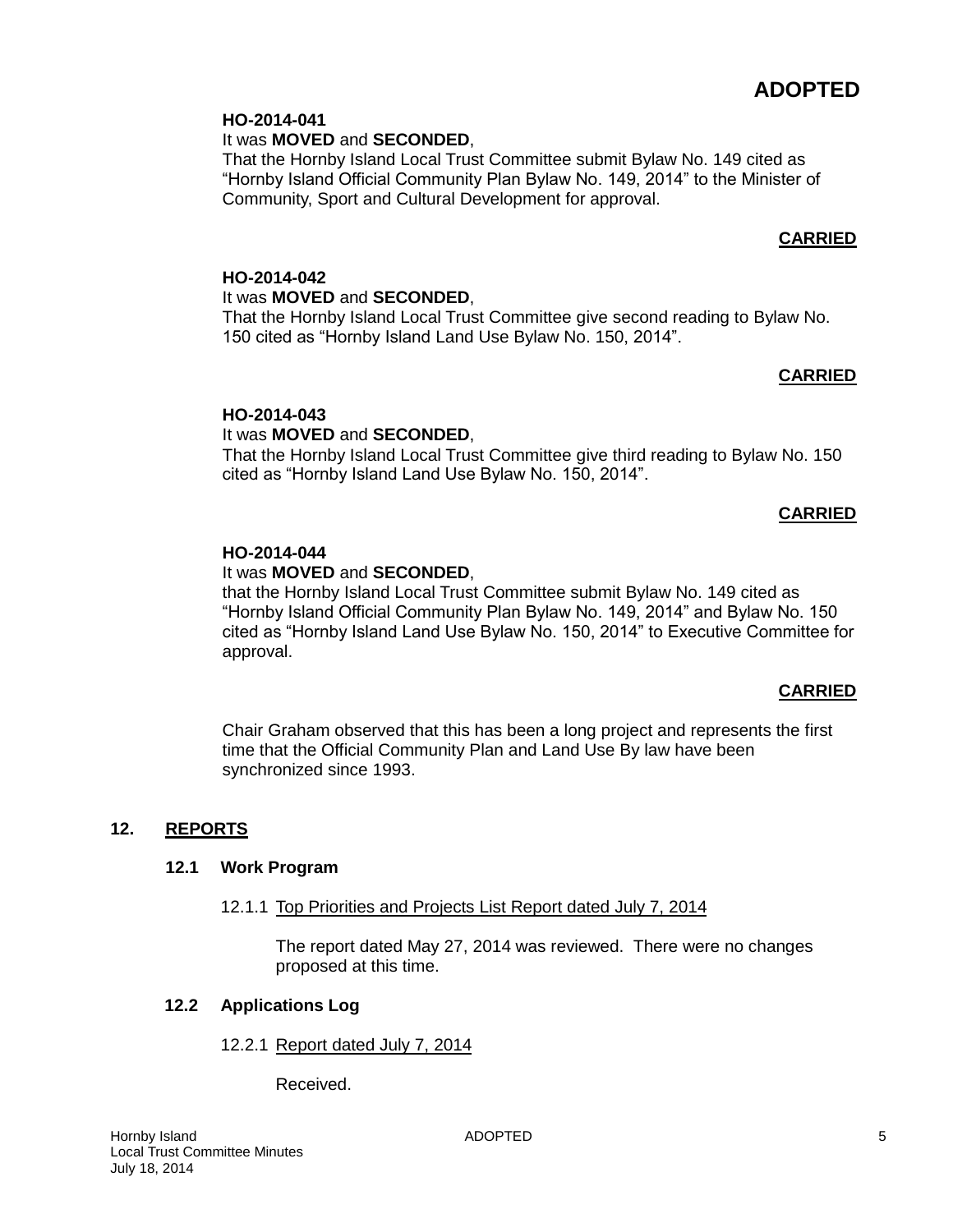**ADOPTED**

**HO-2014-041**

It was **MOVED** and **SECONDED**,

That the Hornby Island Local Trust Committee submit Bylaw No. 149 cited as "Hornby Island Official Community Plan Bylaw No. 149, 2014" to the Minister of Community, Sport and Cultural Development for approval.

**CARRIED**

**HO-2014-042**

It was **MOVED** and **SECONDED**,

That the Hornby Island Local Trust Committee give second reading to Bylaw No. 150 cited as "Hornby Island Land Use Bylaw No. 150, 2014".

**CARRIED**

**HO-2014-043**

It was **MOVED** and **SECONDED**,

That the Hornby Island Local Trust Committee give third reading to Bylaw No. 150 cited as "Hornby Island Land Use Bylaw No. 150, 2014".

**CARRIED**

**HO-2014-044**

It was **MOVED** and **SECONDED**,

that the Hornby Island Local Trust Committee submit Bylaw No. 149 cited as "Hornby Island Official Community Plan Bylaw No. 149, 2014" and Bylaw No. 150 cited as "Hornby Island Land Use Bylaw No. 150, 2014" to Executive Committee for approval.

**CARRIED**

Chair Graham observed that this has been a long project and represents the first time that the Official Community Plan and Land Use By law have been synchronized since 1993.

## 12. REPORTS

### 12.1 Work Program

12.1.1 Top Priorities and Projects List Report dated July 7, 2014

The report dated May 27, 2014 was reviewed. There were no changes proposed at this time.

### 12.2 Applications Log

12.2.1 Report dated July 7, 2014

Received.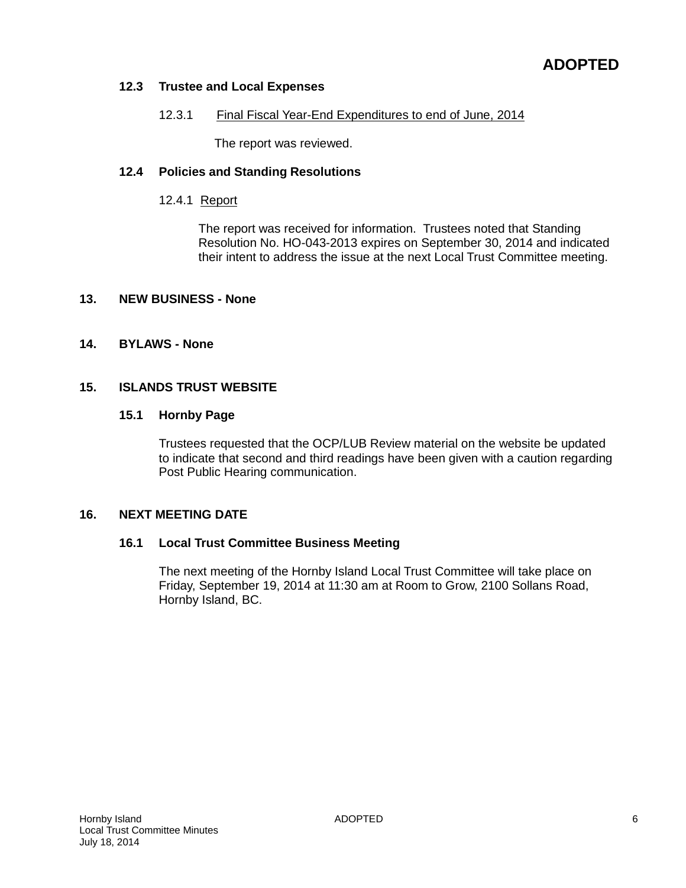**ADOPTED**

### 12.3 Trustee and Local Expenses

12.3.1 Final Fiscal Year-End Expenditures to end of June, 2014

The report was reviewed.

### 12.4 Policies and Standing Resolutions

12.4.1 Report

The report was received for information. Trustees noted that Standing Resolution No. HO-043-2013 expires on September 30, 2014 and indicated their intent to address the issue at the next Local Trust Committee meeting.

## 13. NEW BUSINESS - None

## 14. BYLAWS - None

## 15. ISLANDS TRUST WEBSITE

### 15.1 Hornby Page

Trustees requested that the OCP/LUB Review material on the website be updated to indicate that second and third readings have been given with a caution regarding Post Public Hearing communication.

## 16. NEXT MEETING DATE

### 16.1 Local Trust Committee Business Meeting

The next meeting of the Hornby Island Local Trust Committee will take place on Friday, September 19, 2014 at 11:30 am at Room to Grow, 2100 Sollans Road, Hornby Island, BC.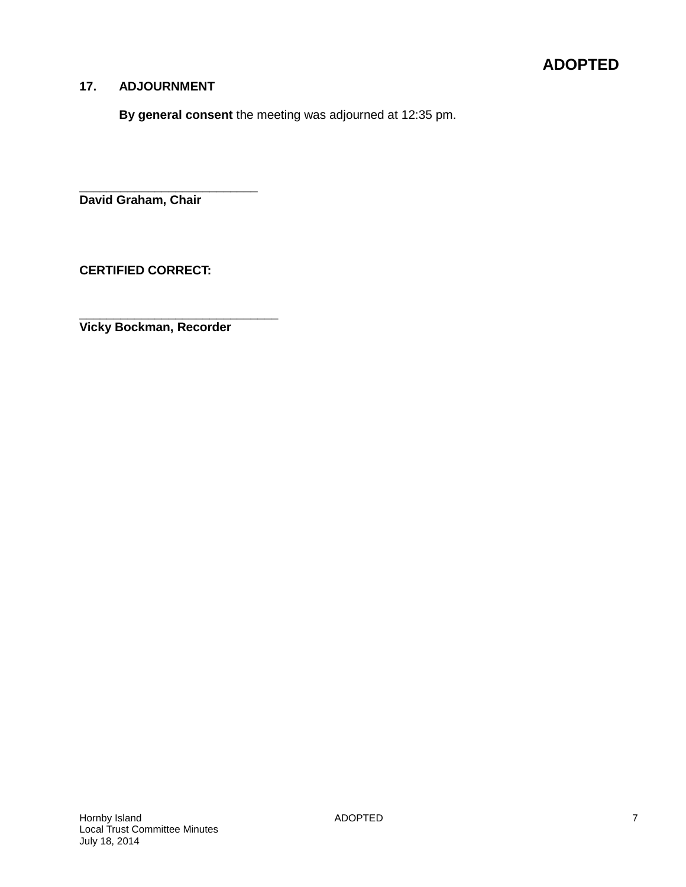**ADOPTED**

**17. ADJOURNMENT**

**By general consent** the meeting was adjourned at 12:35 pm.

___________________________
**David Graham, Chair**

**CERTIFIED CORRECT:**

______________________________
**Vicky Bockman, Recorder**